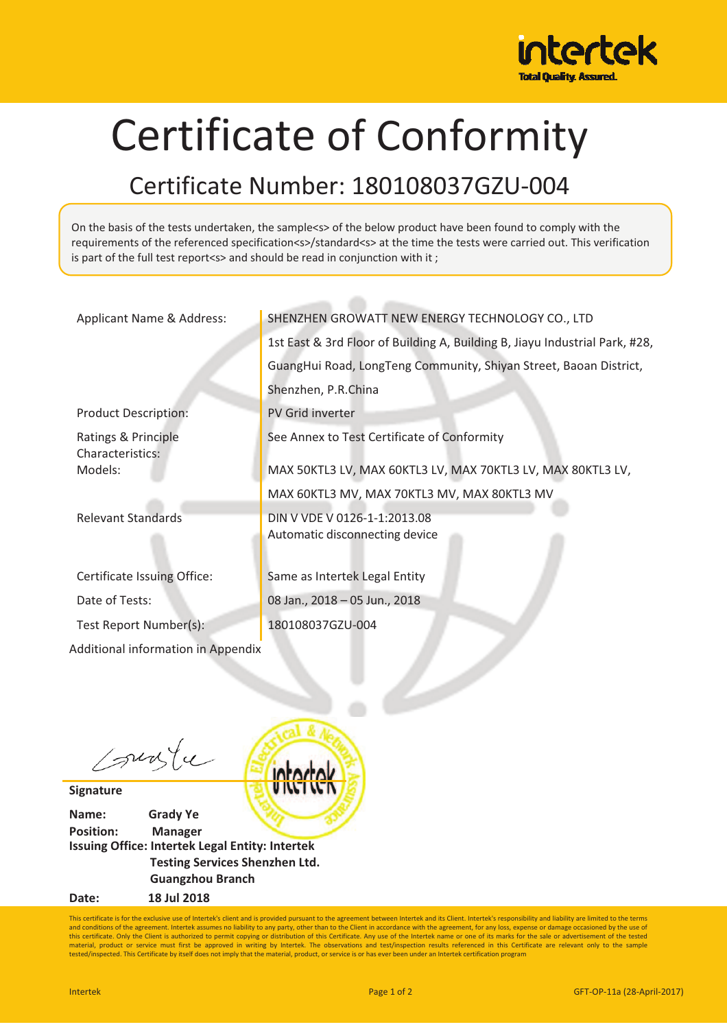# Certificate of Conformity

## Certificate Number: 180108037GZU-004

On the basis of the tests undertaken, the sample<s> of the below product have been found to comply with the requirements of the referenced specification<s>/standard<s> at the time the tests were carried out. This verification is part of the full test report<s> and should be read in conjunction with it ;

| | |
|---|---|
| Applicant Name & Address: | SHENZHEN GROWATT NEW ENERGY TECHNOLOGY CO., LTD<br>1st East & 3rd Floor of Building A, Building B, Jiayu Industrial Park, #28, GuangHui Road, LongTeng Community, Shiyan Street, Baoan District, Shenzhen, P.R.China |
| Product Description: | PV Grid inverter |
| Ratings & Principle Characteristics: | See Annex to Test Certificate of Conformity |
| Models: | MAX 50KTL3 LV, MAX 60KTL3 LV, MAX 70KTL3 LV, MAX 80KTL3 LV, MAX 60KTL3 MV, MAX 70KTL3 MV, MAX 80KTL3 MV |
| Relevant Standards | DIN V VDE V 0126-1-1:2013.08<br>Automatic disconnecting device |
| Certificate Issuing Office: | Same as Intertek Legal Entity |
| Date of Tests: | 08 Jan., 2018 – 05 Jun., 2018 |
| Test Report Number(s): | 180108037GZU-004 |

Additional information in Appendix

**Signature**

**Name:** **Grady Ye**
**Position:** **Manager**
**Issuing Office: Intertek Legal Entity: Intertek Testing Services Shenzhen Ltd. Guangzhou Branch**
**Date:** **18 Jul 2018**

This certificate is for the exclusive use of Intertek's client and is provided pursuant to the agreement between Intertek and its Client. Intertek's responsibility and liability are limited to the terms and conditions of the agreement. Intertek assumes no liability to any party, other than to the Client in accordance with the agreement, for any loss, expense or damage occasioned by the use of this certificate. Only the Client is authorized to permit copying or distribution of this Certificate. Any use of the Intertek name or one of its marks for the sale or advertisement of the tested material, product or service must first be approved in writing by Intertek. The observations and test/inspection results referenced in this Certificate are relevant only to the sample tested/inspected. This Certificate by itself does not imply that the material, product, or service is or has ever been under an Intertek certification program

Intertek

GFT-OP-11a (28-April-2017)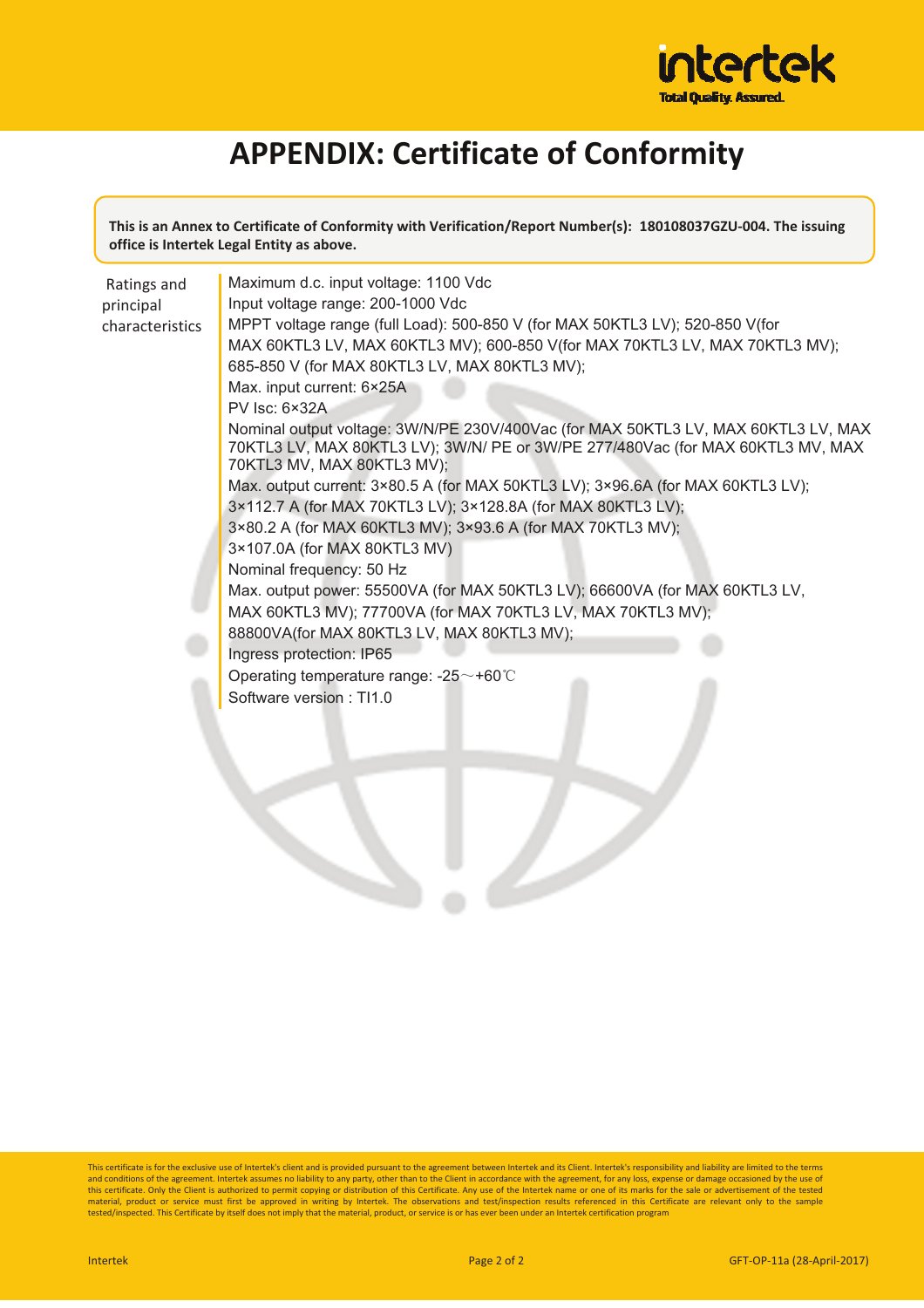# APPENDIX: Certificate of Conformity

**This is an Annex to Certificate of Conformity with Verification/Report Number(s): 180108037GZU-004. The issuing office is Intertek Legal Entity as above.**

| | |
|---|---|
| Ratings and principal characteristics | Maximum d.c. input voltage: 1100 Vdc<br>Input voltage range: 200-1000 Vdc<br>MPPT voltage range (full Load): 500-850 V (for MAX 50KTL3 LV); 520-850 V(for MAX 60KTL3 LV, MAX 60KTL3 MV); 600-850 V(for MAX 70KTL3 LV, MAX 70KTL3 MV); 685-850 V (for MAX 80KTL3 LV, MAX 80KTL3 MV);<br>Max. input current: 6×25A<br>PV Isc: 6×32A<br>Nominal output voltage: 3W/N/PE 230V/400Vac (for MAX 50KTL3 LV, MAX 60KTL3 LV, MAX 70KTL3 LV, MAX 80KTL3 LV); 3W/N/ PE or 3W/PE 277/480Vac (for MAX 60KTL3 MV, MAX 70KTL3 MV, MAX 80KTL3 MV);<br>Max. output current: 3×80.5 A (for MAX 50KTL3 LV); 3×96.6A (for MAX 60KTL3 LV); 3×112.7 A (for MAX 70KTL3 LV); 3×128.8A (for MAX 80KTL3 LV); 3×80.2 A (for MAX 60KTL3 MV); 3×93.6 A (for MAX 70KTL3 MV); 3×107.0A (for MAX 80KTL3 MV)<br>Nominal frequency: 50 Hz<br>Max. output power: 55500VA (for MAX 50KTL3 LV); 66600VA (for MAX 60KTL3 LV, MAX 60KTL3 MV); 77700VA (for MAX 70KTL3 LV, MAX 70KTL3 MV); 88800VA(for MAX 80KTL3 LV, MAX 80KTL3 MV);<br>Ingress protection: IP65<br>Operating temperature range: -25～+60℃<br>Software version : TI1.0 |

This certificate is for the exclusive use of Intertek's client and is provided pursuant to the agreement between Intertek and its Client. Intertek's responsibility and liability are limited to the terms and conditions of the agreement. Intertek assumes no liability to any party, other than to the Client in accordance with the agreement, for any loss, expense or damage occasioned by the use of this certificate. Only the Client is authorized to permit copying or distribution of this Certificate. Any use of the Intertek name or one of its marks for the sale or advertisement of the tested material, product or service must first be approved in writing by Intertek. The observations and test/inspection results referenced in this Certificate are relevant only to the sample tested/inspected. This Certificate by itself does not imply that the material, product, or service is or has ever been under an Intertek certification program

Intertek | GFT-OP-11a (28-April-2017)